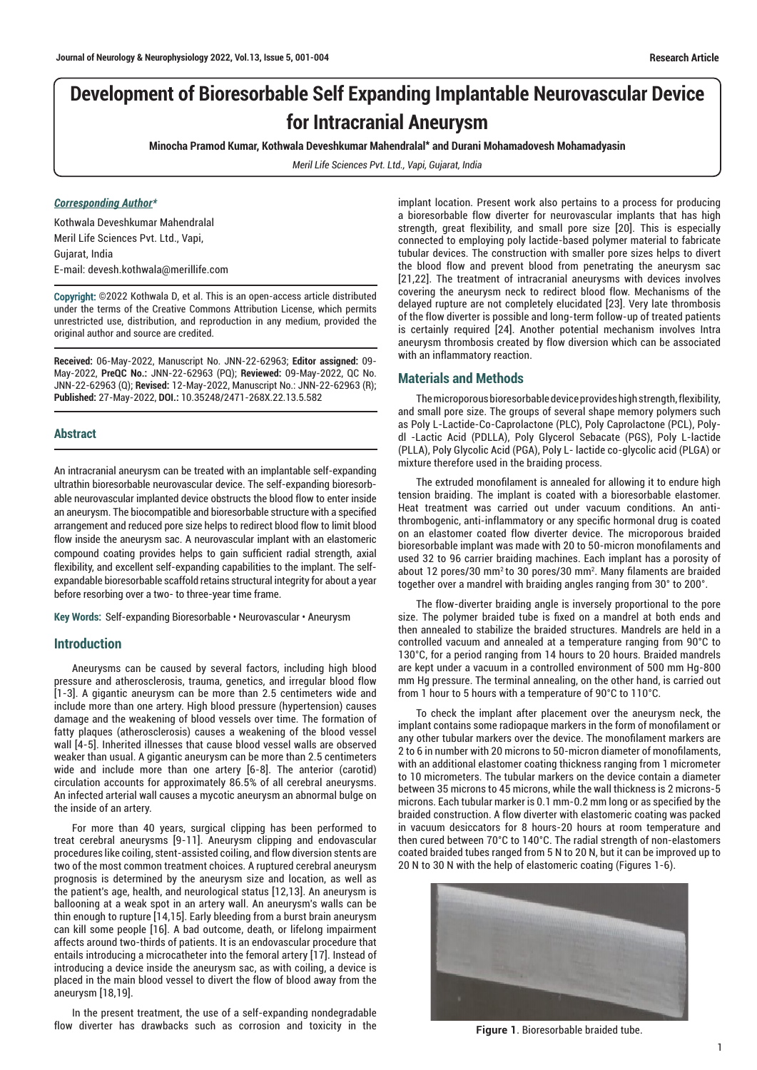# Development of Bioresorbable Self Expanding Implantable Neurovascular Device for Intracranial Aneurysm

**Minocha Pramod Kumar, Kothwala Deveshkumar Mahendralal* and Durani Mohamadovesh Mohamadyasin**

*Meril Life Sciences Pvt. Ltd., Vapi, Gujarat, India*

***Corresponding Author****

Kothwala Deveshkumar Mahendralal
Meril Life Sciences Pvt. Ltd., Vapi,
Gujarat, India
E-mail: devesh.kothwala@merillife.com

**Copyright:** ©2022 Kothwala D, et al. This is an open-access article distributed under the terms of the Creative Commons Attribution License, which permits unrestricted use, distribution, and reproduction in any medium, provided the original author and source are credited.

**Received:** 06-May-2022, Manuscript No. JNN-22-62963; **Editor assigned:** 09-May-2022, **PreQC No.:** JNN-22-62963 (PQ); **Reviewed:** 09-May-2022, QC No. JNN-22-62963 (Q); **Revised:** 12-May-2022, Manuscript No.: JNN-22-62963 (R); **Published:** 27-May-2022, **DOI.:** 10.35248/2471-268X.22.13.5.582

## Abstract

An intracranial aneurysm can be treated with an implantable self-expanding ultrathin bioresorbable neurovascular device. The self-expanding bioresorbable neurovascular implanted device obstructs the blood flow to enter inside an aneurysm. The biocompatible and bioresorbable structure with a specified arrangement and reduced pore size helps to redirect blood flow to limit blood flow inside the aneurysm sac. A neurovascular implant with an elastomeric compound coating provides helps to gain sufficient radial strength, axial flexibility, and excellent self-expanding capabilities to the implant. The self-expandable bioresorbable scaffold retains structural integrity for about a year before resorbing over a two- to three-year time frame.

**Key Words:** Self-expanding Bioresorbable • Neurovascular • Aneurysm

## Introduction

Aneurysms can be caused by several factors, including high blood pressure and atherosclerosis, trauma, genetics, and irregular blood flow [1-3]. A gigantic aneurysm can be more than 2.5 centimeters wide and include more than one artery. High blood pressure (hypertension) causes damage and the weakening of blood vessels over time. The formation of fatty plaques (atherosclerosis) causes a weakening of the blood vessel wall [4-5]. Inherited illnesses that cause blood vessel walls are observed weaker than usual. A gigantic aneurysm can be more than 2.5 centimeters wide and include more than one artery [6-8]. The anterior (carotid) circulation accounts for approximately 86.5% of all cerebral aneurysms. An infected arterial wall causes a mycotic aneurysm an abnormal bulge on the inside of an artery.

For more than 40 years, surgical clipping has been performed to treat cerebral aneurysms [9-11]. Aneurysm clipping and endovascular procedures like coiling, stent-assisted coiling, and flow diversion stents are two of the most common treatment choices. A ruptured cerebral aneurysm prognosis is determined by the aneurysm size and location, as well as the patient's age, health, and neurological status [12,13]. An aneurysm is ballooning at a weak spot in an artery wall. An aneurysm's walls can be thin enough to rupture [14,15]. Early bleeding from a burst brain aneurysm can kill some people [16]. A bad outcome, death, or lifelong impairment affects around two-thirds of patients. It is an endovascular procedure that entails introducing a microcatheter into the femoral artery [17]. Instead of introducing a device inside the aneurysm sac, as with coiling, a device is placed in the main blood vessel to divert the flow of blood away from the aneurysm [18,19].

In the present treatment, the use of a self-expanding nondegradable flow diverter has drawbacks such as corrosion and toxicity in the implant location. Present work also pertains to a process for producing a bioresorbable flow diverter for neurovascular implants that has high strength, great flexibility, and small pore size [20]. This is especially connected to employing poly lactide-based polymer material to fabricate tubular devices. The construction with smaller pore sizes helps to divert the blood flow and prevent blood from penetrating the aneurysm sac [21,22]. The treatment of intracranial aneurysms with devices involves covering the aneurysm neck to redirect blood flow. Mechanisms of the delayed rupture are not completely elucidated [23]. Very late thrombosis of the flow diverter is possible and long-term follow-up of treated patients is certainly required [24]. Another potential mechanism involves Intra aneurysm thrombosis created by flow diversion which can be associated with an inflammatory reaction.

## Materials and Methods

The microporous bioresorbable device provides high strength, flexibility, and small pore size. The groups of several shape memory polymers such as Poly L-Lactide-Co-Caprolactone (PLC), Poly Caprolactone (PCL), Poly-dl -Lactic Acid (PDLLA), Poly Glycerol Sebacate (PGS), Poly L-lactide (PLLA), Poly Glycolic Acid (PGA), Poly L- lactide co-glycolic acid (PLGA) or mixture therefore used in the braiding process.

The extruded monofilament is annealed for allowing it to endure high tension braiding. The implant is coated with a bioresorbable elastomer. Heat treatment was carried out under vacuum conditions. An anti-thrombogenic, anti-inflammatory or any specific hormonal drug is coated on an elastomer coated flow diverter device. The microporous braided bioresorbable implant was made with 20 to 50-micron monofilaments and used 32 to 96 carrier braiding machines. Each implant has a porosity of about 12 pores/30 $mm^2$ to 30 pores/30 $mm^2$. Many filaments are braided together over a mandrel with braiding angles ranging from 30° to 200°.

The flow-diverter braiding angle is inversely proportional to the pore size. The polymer braided tube is fixed on a mandrel at both ends and then annealed to stabilize the braided structures. Mandrels are held in a controlled vacuum and annealed at a temperature ranging from 90°C to 130°C, for a period ranging from 14 hours to 20 hours. Braided mandrels are kept under a vacuum in a controlled environment of 500 mm Hg-800 mm Hg pressure. The terminal annealing, on the other hand, is carried out from 1 hour to 5 hours with a temperature of 90°C to 110°C.

To check the implant after placement over the aneurysm neck, the implant contains some radiopaque markers in the form of monofilament or any other tubular markers over the device. The monofilament markers are 2 to 6 in number with 20 microns to 50-micron diameter of monofilaments, with an additional elastomer coating thickness ranging from 1 micrometer to 10 micrometers. The tubular markers on the device contain a diameter between 35 microns to 45 microns, while the wall thickness is 2 microns-5 microns. Each tubular marker is 0.1 mm-0.2 mm long or as specified by the braided construction. A flow diverter with elastomeric coating was packed in vacuum desiccators for 8 hours-20 hours at room temperature and then cured between 70°C to 140°C. The radial strength of non-elastomers coated braided tubes ranged from 5 N to 20 N, but it can be improved up to 20 N to 30 N with the help of elastomeric coating (Figures 1-6).

**Figure 1**. Bioresorbable braided tube.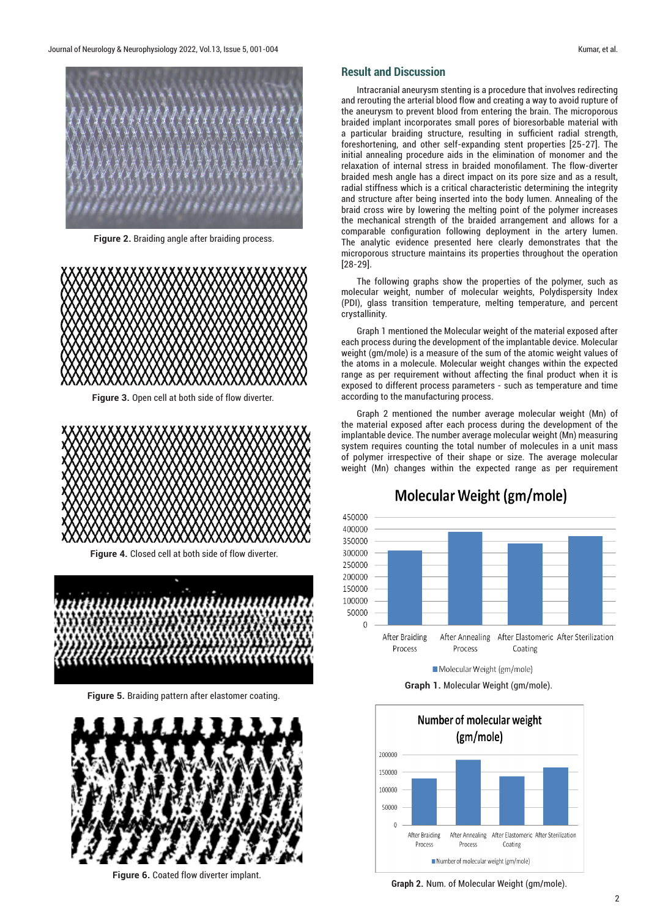Figure 2. Braiding angle after braiding process.

Figure 3. Open cell at both side of flow diverter.

Figure 4. Closed cell at both side of flow diverter.

Figure 5. Braiding pattern after elastomer coating.

Figure 6. Coated flow diverter implant.

## Result and Discussion

Intracranial aneurysm stenting is a procedure that involves redirecting and rerouting the arterial blood flow and creating a way to avoid rupture of the aneurysm to prevent blood from entering the brain. The microporous braided implant incorporates small pores of bioresorbable material with a particular braiding structure, resulting in sufficient radial strength, foreshortening, and other self-expanding stent properties [25-27]. The initial annealing procedure aids in the elimination of monomer and the relaxation of internal stress in braided monofilament. The flow-diverter braided mesh angle has a direct impact on its pore size and as a result, radial stiffness which is a critical characteristic determining the integrity and structure after being inserted into the body lumen. Annealing of the braid cross wire by lowering the melting point of the polymer increases the mechanical strength of the braided arrangement and allows for a comparable configuration following deployment in the artery lumen. The analytic evidence presented here clearly demonstrates that the microporous structure maintains its properties throughout the operation [28-29].

The following graphs show the properties of the polymer, such as molecular weight, number of molecular weights, Polydispersity Index (PDI), glass transition temperature, melting temperature, and percent crystallinity.

Graph 1 mentioned the Molecular weight of the material exposed after each process during the development of the implantable device. Molecular weight (gm/mole) is a measure of the sum of the atomic weight values of the atoms in a molecule. Molecular weight changes within the expected range as per requirement without affecting the final product when it is exposed to different process parameters - such as temperature and time according to the manufacturing process.

Graph 2 mentioned the number average molecular weight (Mn) of the material exposed after each process during the development of the implantable device. The number average molecular weight (Mn) measuring system requires counting the total number of molecules in a unit mass of polymer irrespective of their shape or size. The average molecular weight (Mn) changes within the expected range as per requirement

Graph 1. Molecular Weight (gm/mole).

Graph 2. Num. of Molecular Weight (gm/mole).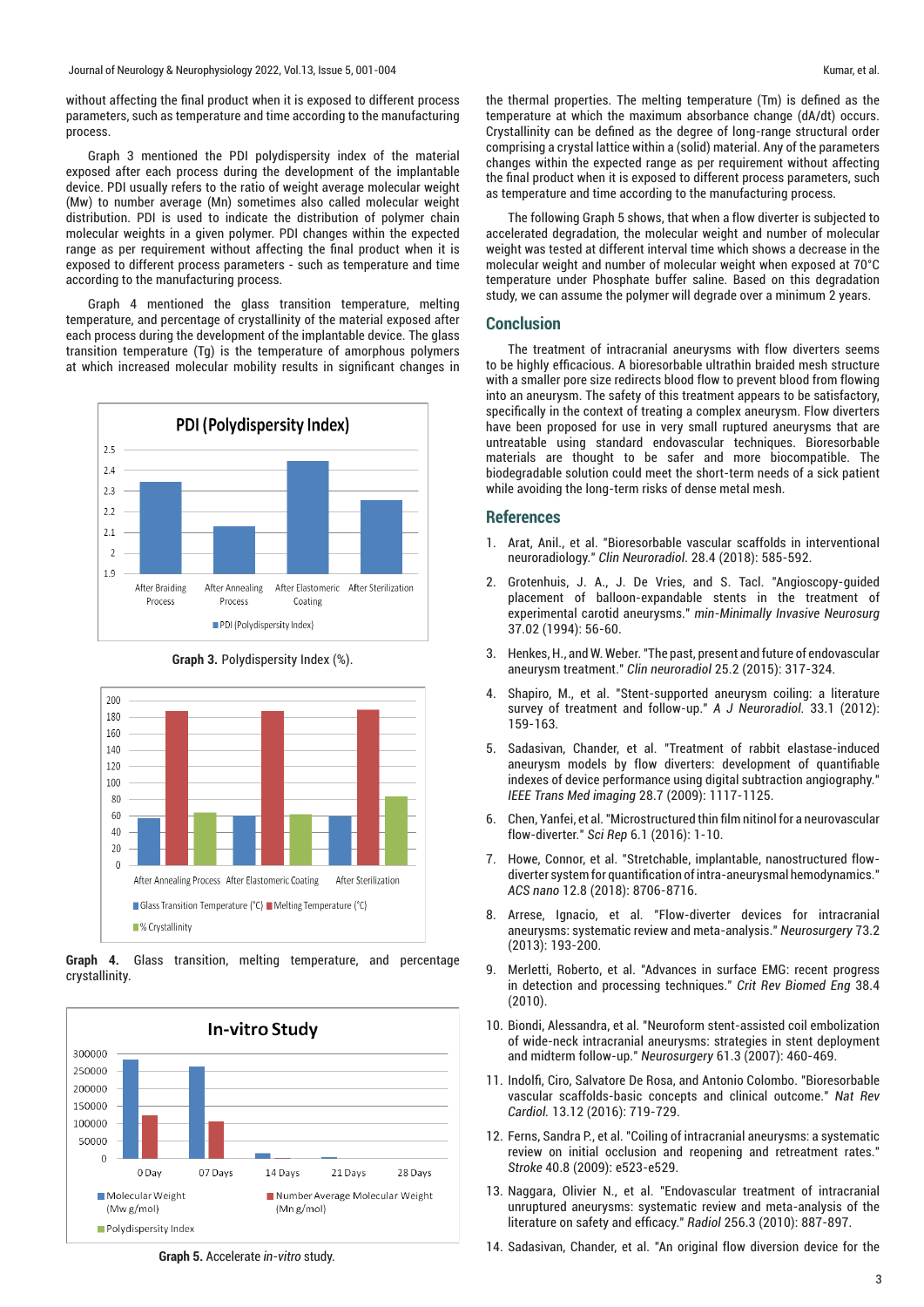without affecting the final product when it is exposed to different process parameters, such as temperature and time according to the manufacturing process.

Graph 3 mentioned the PDI polydispersity index of the material exposed after each process during the development of the implantable device. PDI usually refers to the ratio of weight average molecular weight (Mw) to number average (Mn) sometimes also called molecular weight distribution. PDI is used to indicate the distribution of polymer chain molecular weights in a given polymer. PDI changes within the expected range as per requirement without affecting the final product when it is exposed to different process parameters - such as temperature and time according to the manufacturing process.

Graph 4 mentioned the glass transition temperature, melting temperature, and percentage of crystallinity of the material exposed after each process during the development of the implantable device. The glass transition temperature (Tg) is the temperature of amorphous polymers at which increased molecular mobility results in significant changes in the thermal properties. The melting temperature (Tm) is defined as the temperature at which the maximum absorbance change (dA/dt) occurs. Crystallinity can be defined as the degree of long-range structural order comprising a crystal lattice within a (solid) material. Any of the parameters changes within the expected range as per requirement without affecting the final product when it is exposed to different process parameters, such as temperature and time according to the manufacturing process.

**Graph 3.** Polydispersity Index (%).

**Graph 4.** Glass transition, melting temperature, and percentage crystallinity.

**Graph 5.** Accelerate *in-vitro* study.

The following Graph 5 shows, that when a flow diverter is subjected to accelerated degradation, the molecular weight and number of molecular weight was tested at different interval time which shows a decrease in the molecular weight and number of molecular weight when exposed at 70°C temperature under Phosphate buffer saline. Based on this degradation study, we can assume the polymer will degrade over a minimum 2 years.

## Conclusion

The treatment of intracranial aneurysms with flow diverters seems to be highly efficacious. A bioresorbable ultrathin braided mesh structure with a smaller pore size redirects blood flow to prevent blood from flowing into an aneurysm. The safety of this treatment appears to be satisfactory, specifically in the context of treating a complex aneurysm. Flow diverters have been proposed for use in very small ruptured aneurysms that are untreatable using standard endovascular techniques. Bioresorbable materials are thought to be safer and more biocompatible. The biodegradable solution could meet the short-term needs of a sick patient while avoiding the long-term risks of dense metal mesh.

## References

1. Arat, Anil., et al. "Bioresorbable vascular scaffolds in interventional neuroradiology." *Clin Neuroradiol.* 28.4 (2018): 585-592.
2. Grotenhuis, J. A., J. De Vries, and S. Tacl. "Angioscopy-guided placement of balloon-expandable stents in the treatment of experimental carotid aneurysms." *min-Minimally Invasive Neurosurg* 37.02 (1994): 56-60.
3. Henkes, H., and W. Weber. "The past, present and future of endovascular aneurysm treatment." *Clin neuroradiol* 25.2 (2015): 317-324.
4. Shapiro, M., et al. "Stent-supported aneurysm coiling: a literature survey of treatment and follow-up." *A J Neuroradiol.* 33.1 (2012): 159-163.
5. Sadasivan, Chander, et al. "Treatment of rabbit elastase-induced aneurysm models by flow diverters: development of quantifiable indexes of device performance using digital subtraction angiography." *IEEE Trans Med imaging* 28.7 (2009): 1117-1125.
6. Chen, Yanfei, et al. "Microstructured thin film nitinol for a neurovascular flow-diverter." *Sci Rep* 6.1 (2016): 1-10.
7. Howe, Connor, et al. "Stretchable, implantable, nanostructured flow-diverter system for quantification of intra-aneurysmal hemodynamics." *ACS nano* 12.8 (2018): 8706-8716.
8. Arrese, Ignacio, et al. "Flow-diverter devices for intracranial aneurysms: systematic review and meta-analysis." *Neurosurgery* 73.2 (2013): 193-200.
9. Merletti, Roberto, et al. "Advances in surface EMG: recent progress in detection and processing techniques." *Crit Rev Biomed Eng* 38.4 (2010).
10. Biondi, Alessandra, et al. "Neuroform stent-assisted coil embolization of wide-neck intracranial aneurysms: strategies in stent deployment and midterm follow-up." *Neurosurgery* 61.3 (2007): 460-469.
11. Indolfi, Ciro, Salvatore De Rosa, and Antonio Colombo. "Bioresorbable vascular scaffolds-basic concepts and clinical outcome." *Nat Rev Cardiol.* 13.12 (2016): 719-729.
12. Ferns, Sandra P., et al. "Coiling of intracranial aneurysms: a systematic review on initial occlusion and reopening and retreatment rates." *Stroke* 40.8 (2009): e523-e529.
13. Naggara, Olivier N., et al. "Endovascular treatment of intracranial unruptured aneurysms: systematic review and meta-analysis of the literature on safety and efficacy." *Radiol* 256.3 (2010): 887-897.
14. Sadasivan, Chander, et al. "An original flow diversion device for the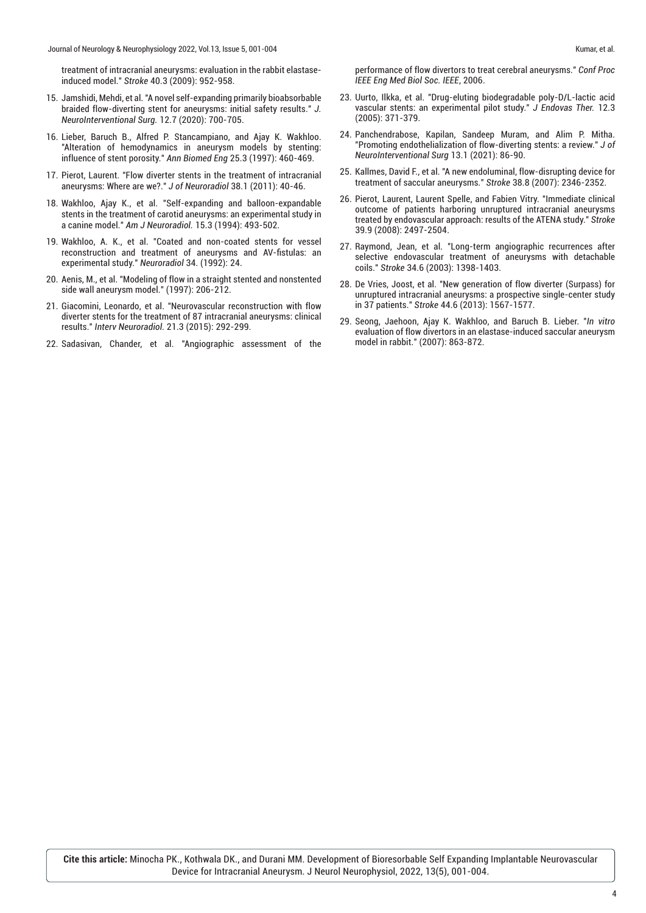treatment of intracranial aneurysms: evaluation in the rabbit elastase-induced model." *Stroke* 40.3 (2009): 952-958.

15. Jamshidi, Mehdi, et al. "A novel self-expanding primarily bioabsorbable braided flow-diverting stent for aneurysms: initial safety results." *J. NeuroInterventional Surg.* 12.7 (2020): 700-705.
16. Lieber, Baruch B., Alfred P. Stancampiano, and Ajay K. Wakhloo. "Alteration of hemodynamics in aneurysm models by stenting: influence of stent porosity." *Ann Biomed Eng* 25.3 (1997): 460-469.
17. Pierot, Laurent. "Flow diverter stents in the treatment of intracranial aneurysms: Where are we?." *J of Neuroradiol* 38.1 (2011): 40-46.
18. Wakhloo, Ajay K., et al. "Self-expanding and balloon-expandable stents in the treatment of carotid aneurysms: an experimental study in a canine model." *Am J Neuroradiol.* 15.3 (1994): 493-502.
19. Wakhloo, A. K., et al. "Coated and non-coated stents for vessel reconstruction and treatment of aneurysms and AV-fistulas: an experimental study." *Neuroradiol* 34. (1992): 24.
20. Aenis, M., et al. "Modeling of flow in a straight stented and nonstented side wall aneurysm model." (1997): 206-212.
21. Giacomini, Leonardo, et al. "Neurovascular reconstruction with flow diverter stents for the treatment of 87 intracranial aneurysms: clinical results." *Interv Neuroradiol.* 21.3 (2015): 292-299.
22. Sadasivan, Chander, et al. "Angiographic assessment of the performance of flow divertors to treat cerebral aneurysms." *Conf Proc IEEE Eng Med Biol Soc. IEEE*, 2006.
23. Uurto, Ilkka, et al. "Drug-eluting biodegradable poly-D/L-lactic acid vascular stents: an experimental pilot study." *J Endovas Ther.* 12.3 (2005): 371-379.
24. Panchendrabose, Kapilan, Sandeep Muram, and Alim P. Mitha. "Promoting endothelialization of flow-diverting stents: a review." *J of NeuroInterventional Surg* 13.1 (2021): 86-90.
25. Kallmes, David F., et al. "A new endoluminal, flow-disrupting device for treatment of saccular aneurysms." *Stroke* 38.8 (2007): 2346-2352.
26. Pierot, Laurent, Laurent Spelle, and Fabien Vitry. "Immediate clinical outcome of patients harboring unruptured intracranial aneurysms treated by endovascular approach: results of the ATENA study." *Stroke* 39.9 (2008): 2497-2504.
27. Raymond, Jean, et al. "Long-term angiographic recurrences after selective endovascular treatment of aneurysms with detachable coils." *Stroke* 34.6 (2003): 1398-1403.
28. De Vries, Joost, et al. "New generation of flow diverter (Surpass) for unruptured intracranial aneurysms: a prospective single-center study in 37 patients." *Stroke* 44.6 (2013): 1567-1577.
29. Seong, Jaehoon, Ajay K. Wakhloo, and Baruch B. Lieber. "*In vitro* evaluation of flow divertors in an elastase-induced saccular aneurysm model in rabbit." (2007): 863-872.

**Cite this article:** Minocha PK., Kothwala DK., and Durani MM. Development of Bioresorbable Self Expanding Implantable Neurovascular Device for Intracranial Aneurysm. J Neurol Neurophysiol, 2022, 13(5), 001-004.